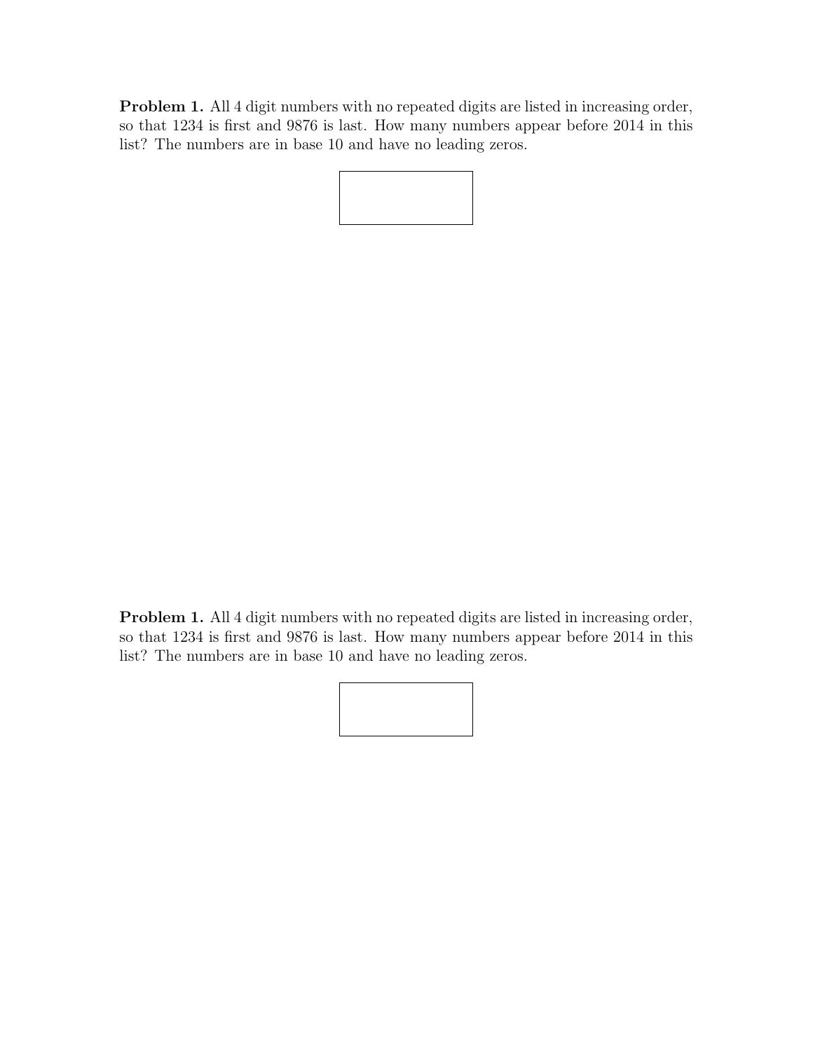**Problem 1.** All 4 digit numbers with no repeated digits are listed in increasing order, so that 1234 is first and 9876 is last. How many numbers appear before 2014 in this list? The numbers are in base 10 and have no leading zeros.

**Problem 1.** All 4 digit numbers with no repeated digits are listed in increasing order, so that 1234 is first and 9876 is last. How many numbers appear before 2014 in this list? The numbers are in base 10 and have no leading zeros.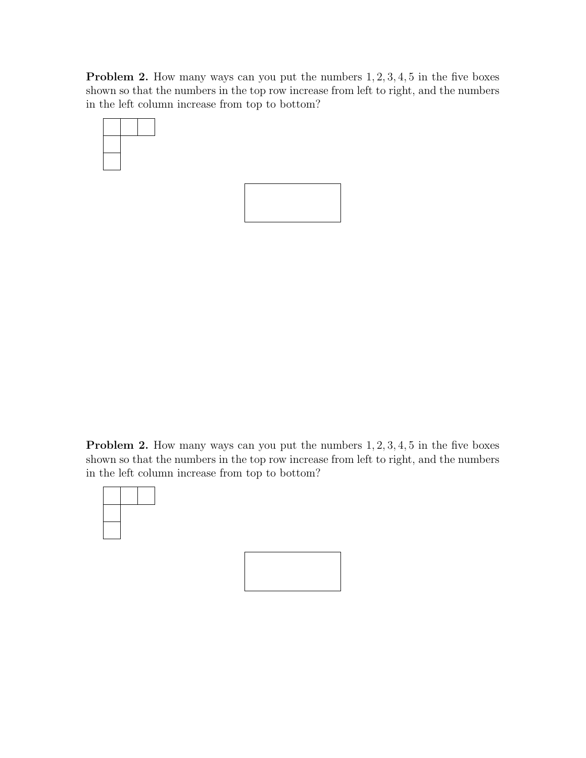**Problem 2.** How many ways can you put the numbers $1, 2, 3, 4, 5$ in the five boxes shown so that the numbers in the top row increase from left to right, and the numbers in the left column increase from top to bottom?

**Problem 2.** How many ways can you put the numbers $1, 2, 3, 4, 5$ in the five boxes shown so that the numbers in the top row increase from left to right, and the numbers in the left column increase from top to bottom?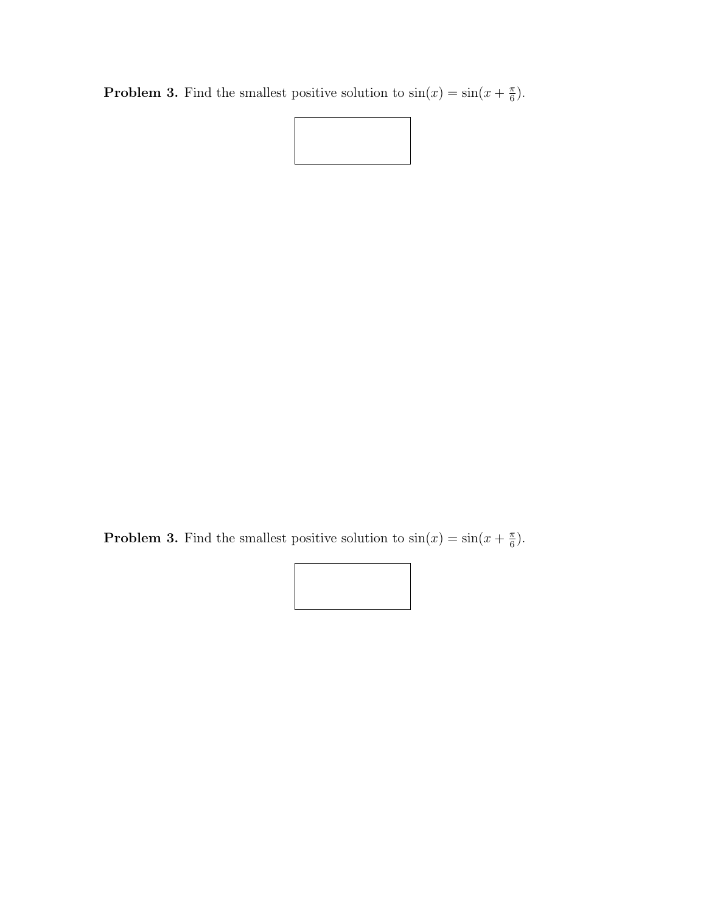**Problem 3.** Find the smallest positive solution to $\sin(x) = \sin(x + \frac{\pi}{6})$.

**Problem 3.** Find the smallest positive solution to $\sin(x) = \sin(x + \frac{\pi}{6})$.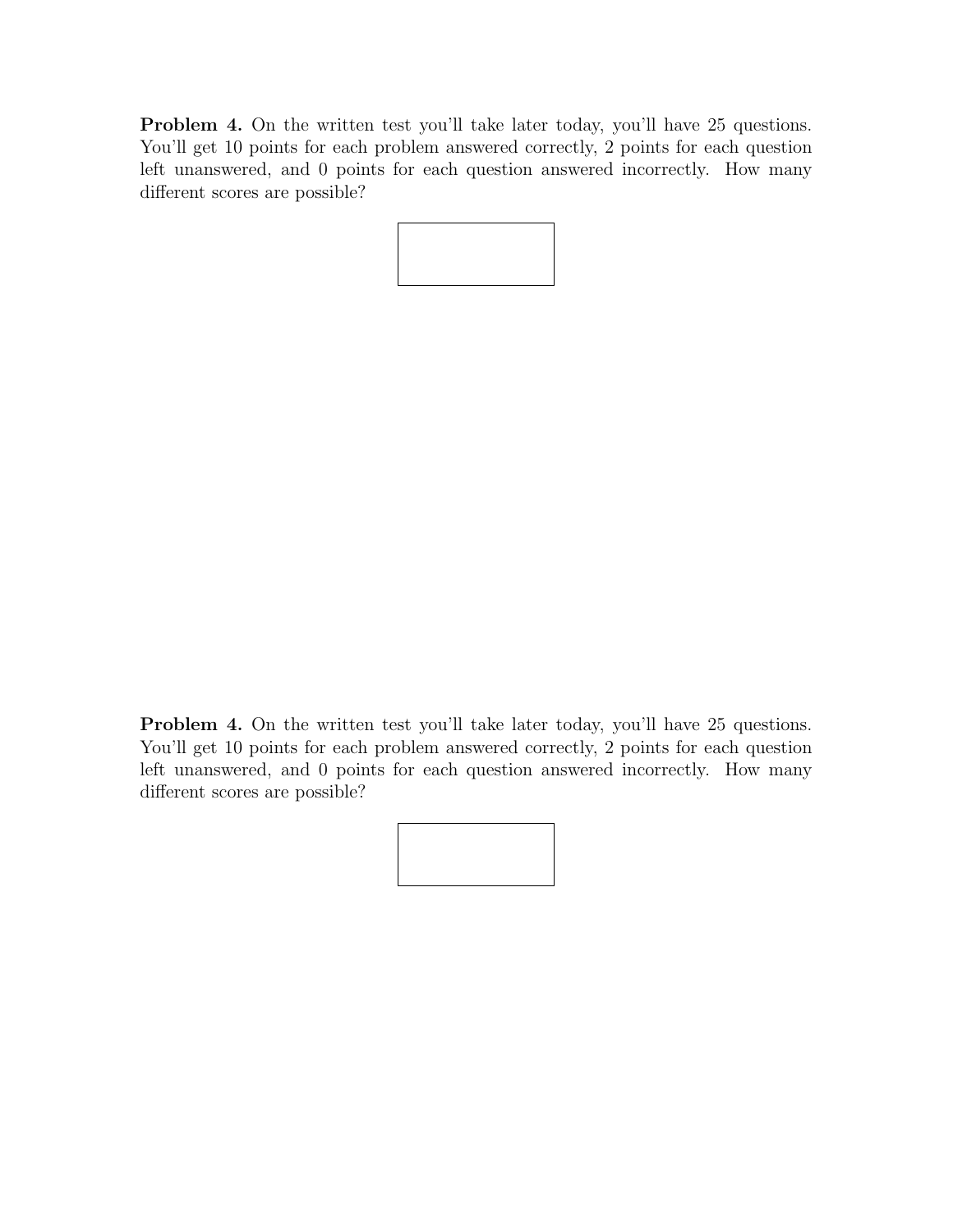**Problem 4.** On the written test you'll take later today, you'll have 25 questions. You'll get 10 points for each problem answered correctly, 2 points for each question left unanswered, and 0 points for each question answered incorrectly. How many different scores are possible?

**Problem 4.** On the written test you'll take later today, you'll have 25 questions. You'll get 10 points for each problem answered correctly, 2 points for each question left unanswered, and 0 points for each question answered incorrectly. How many different scores are possible?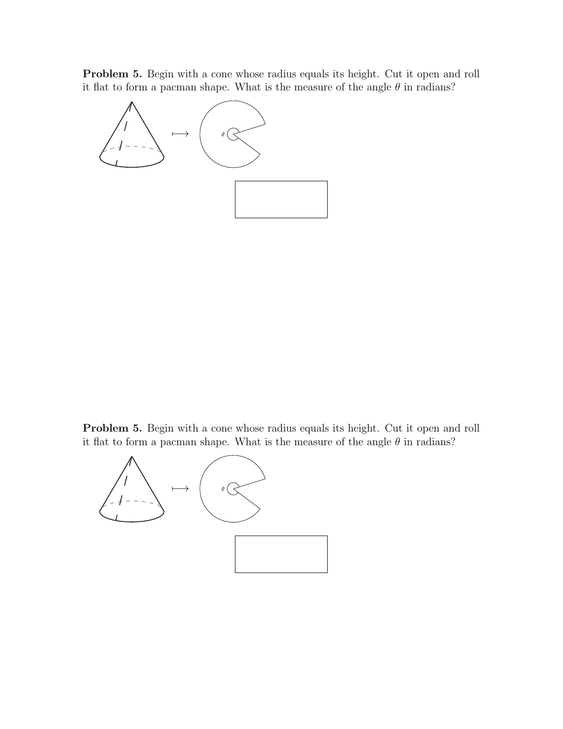**Problem 5.** Begin with a cone whose radius equals its height. Cut it open and roll it flat to form a pacman shape. What is the measure of the angle $\theta$ in radians?

**Problem 5.** Begin with a cone whose radius equals its height. Cut it open and roll it flat to form a pacman shape. What is the measure of the angle $\theta$ in radians?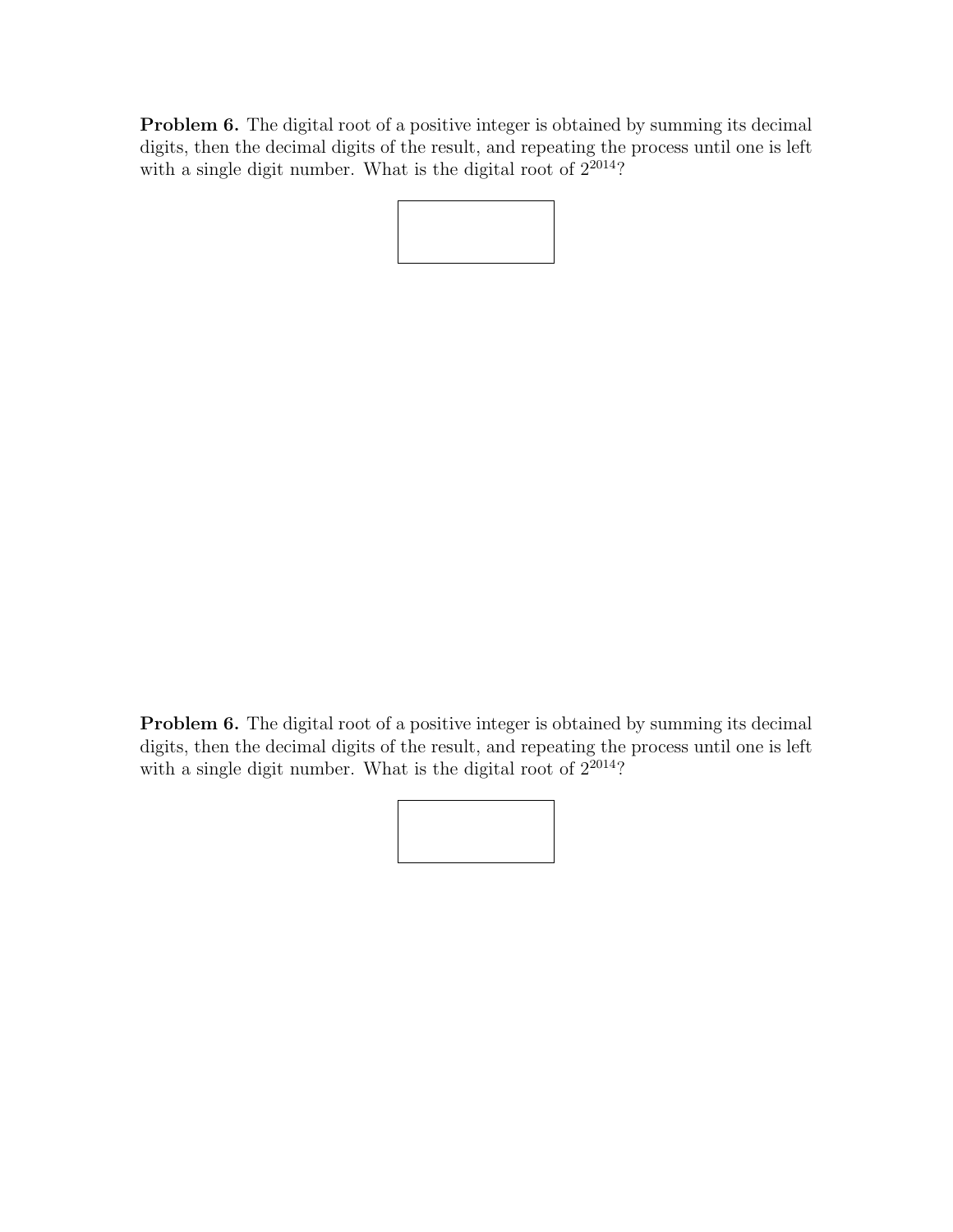**Problem 6.** The digital root of a positive integer is obtained by summing its decimal digits, then the decimal digits of the result, and repeating the process until one is left with a single digit number. What is the digital root of $2^{2014}$?

**Problem 6.** The digital root of a positive integer is obtained by summing its decimal digits, then the decimal digits of the result, and repeating the process until one is left with a single digit number. What is the digital root of $2^{2014}$?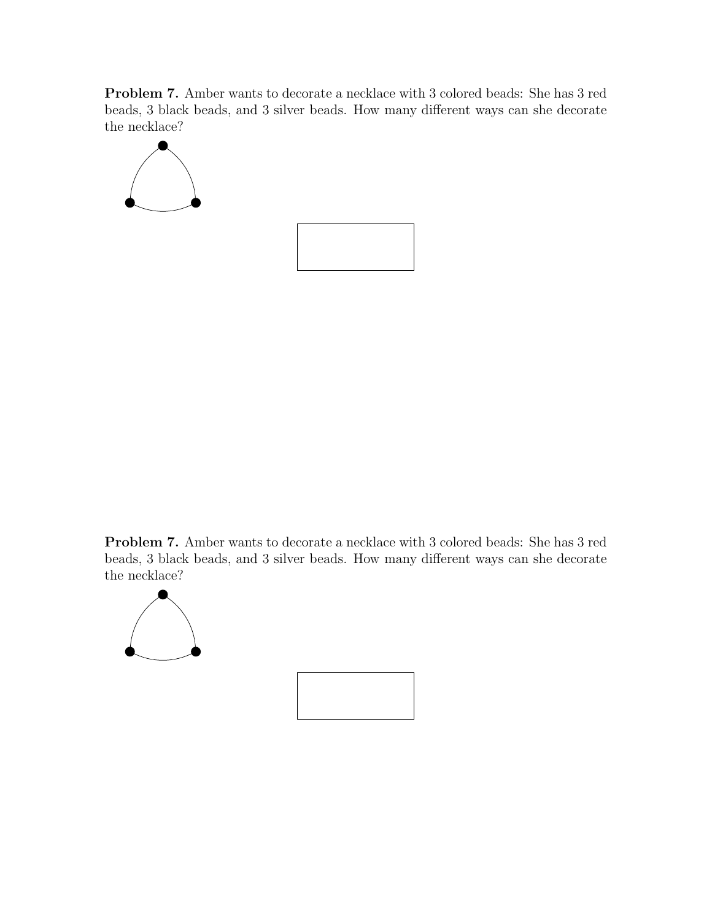**Problem 7.** Amber wants to decorate a necklace with 3 colored beads: She has 3 red beads, 3 black beads, and 3 silver beads. How many different ways can she decorate the necklace?

**Problem 7.** Amber wants to decorate a necklace with 3 colored beads: She has 3 red beads, 3 black beads, and 3 silver beads. How many different ways can she decorate the necklace?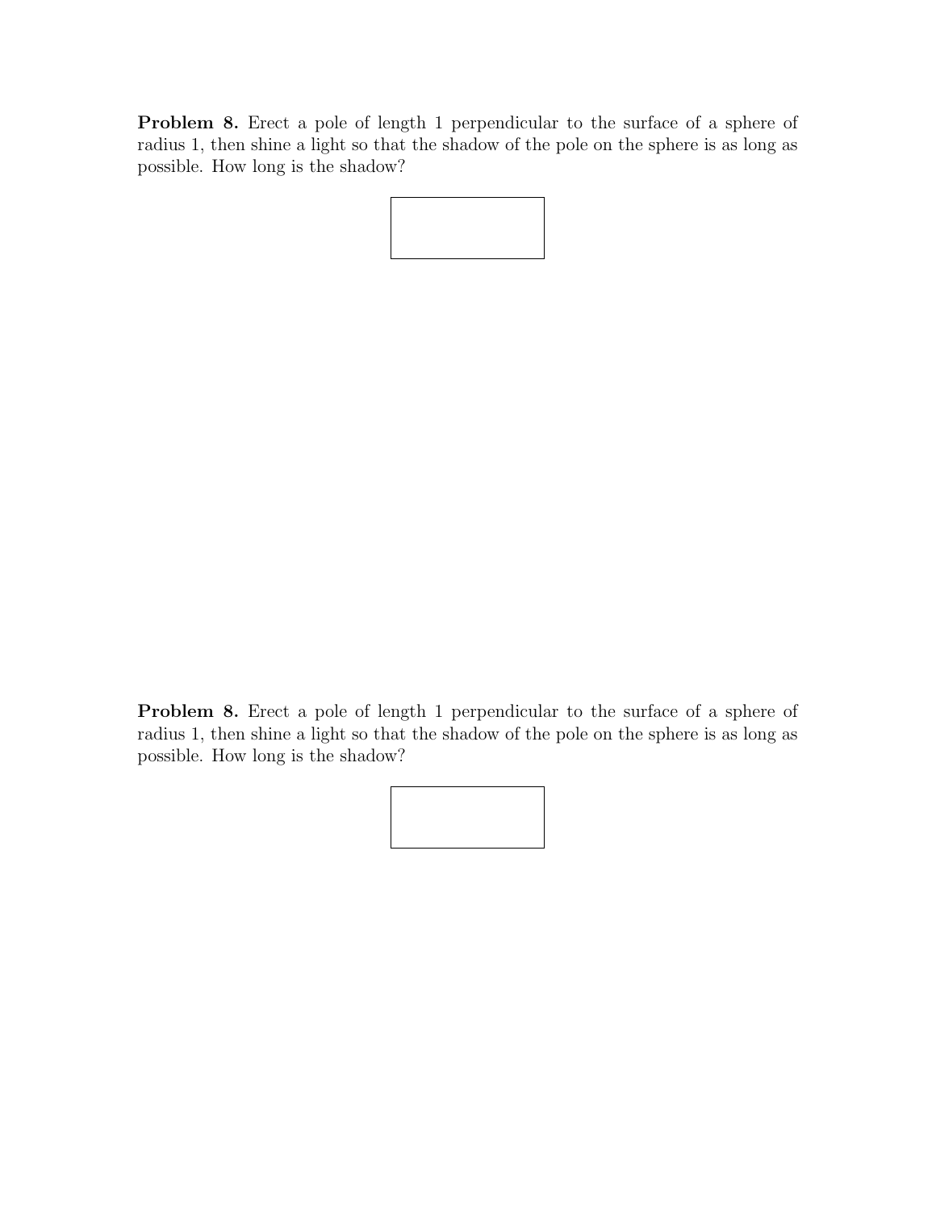**Problem 8.** Erect a pole of length 1 perpendicular to the surface of a sphere of radius 1, then shine a light so that the shadow of the pole on the sphere is as long as possible. How long is the shadow?

**Problem 8.** Erect a pole of length 1 perpendicular to the surface of a sphere of radius 1, then shine a light so that the shadow of the pole on the sphere is as long as possible. How long is the shadow?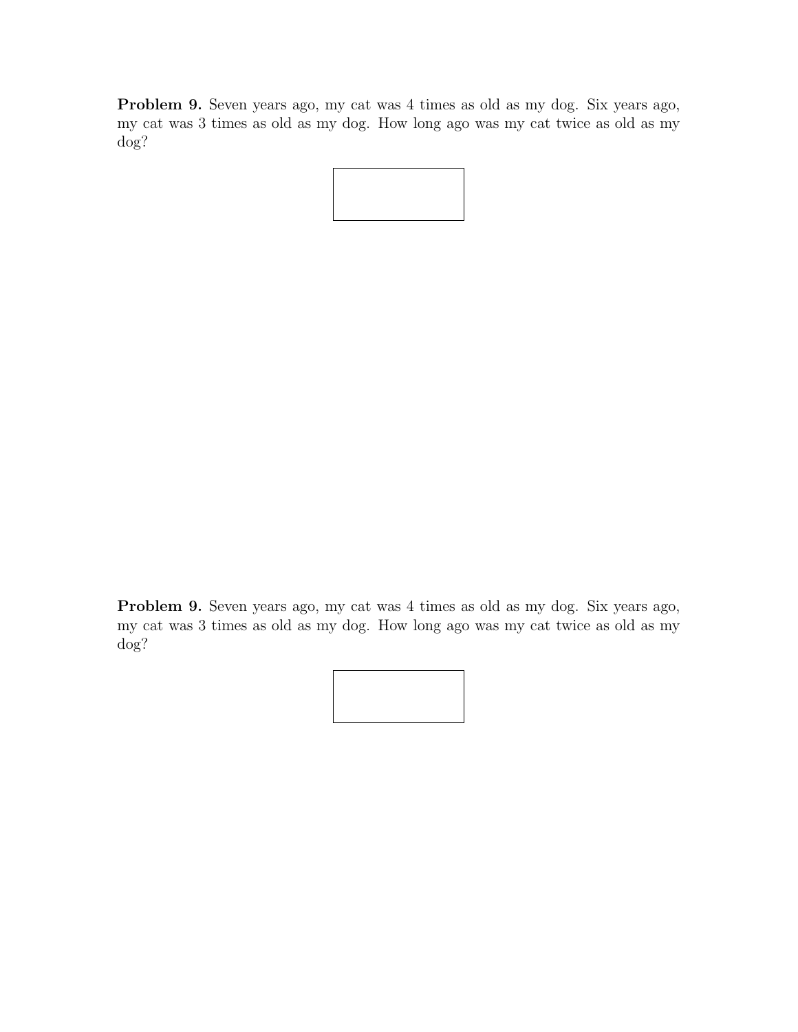**Problem 9.** Seven years ago, my cat was 4 times as old as my dog. Six years ago, my cat was 3 times as old as my dog. How long ago was my cat twice as old as my dog?

**Problem 9.** Seven years ago, my cat was 4 times as old as my dog. Six years ago, my cat was 3 times as old as my dog. How long ago was my cat twice as old as my dog?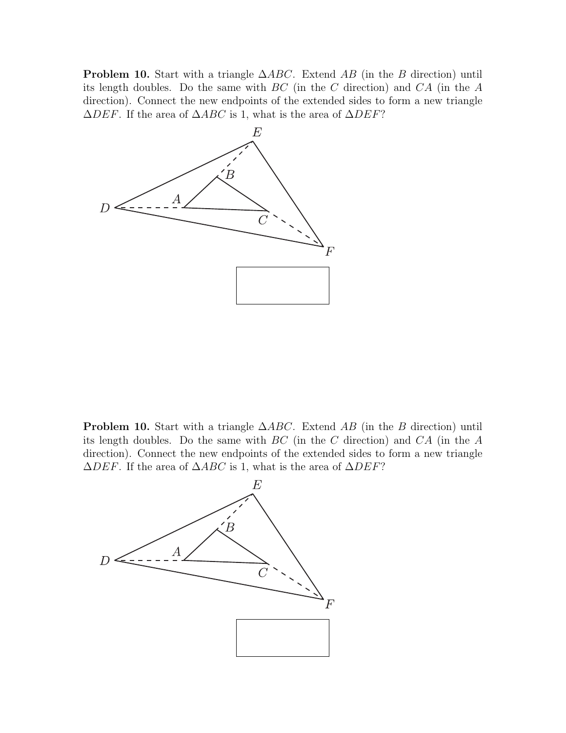**Problem 10.** Start with a triangle $\Delta ABC$. Extend $AB$ (in the $B$ direction) until its length doubles. Do the same with $BC$ (in the $C$ direction) and $CA$ (in the $A$ direction). Connect the new endpoints of the extended sides to form a new triangle $\Delta DEF$. If the area of $\Delta ABC$ is 1, what is the area of $\Delta DEF$?

E

B

A

D

C

F

**Problem 10.** Start with a triangle $\Delta ABC$. Extend $AB$ (in the $B$ direction) until its length doubles. Do the same with $BC$ (in the $C$ direction) and $CA$ (in the $A$ direction). Connect the new endpoints of the extended sides to form a new triangle $\Delta DEF$. If the area of $\Delta ABC$ is 1, what is the area of $\Delta DEF$?

E

B

A

D

C

F